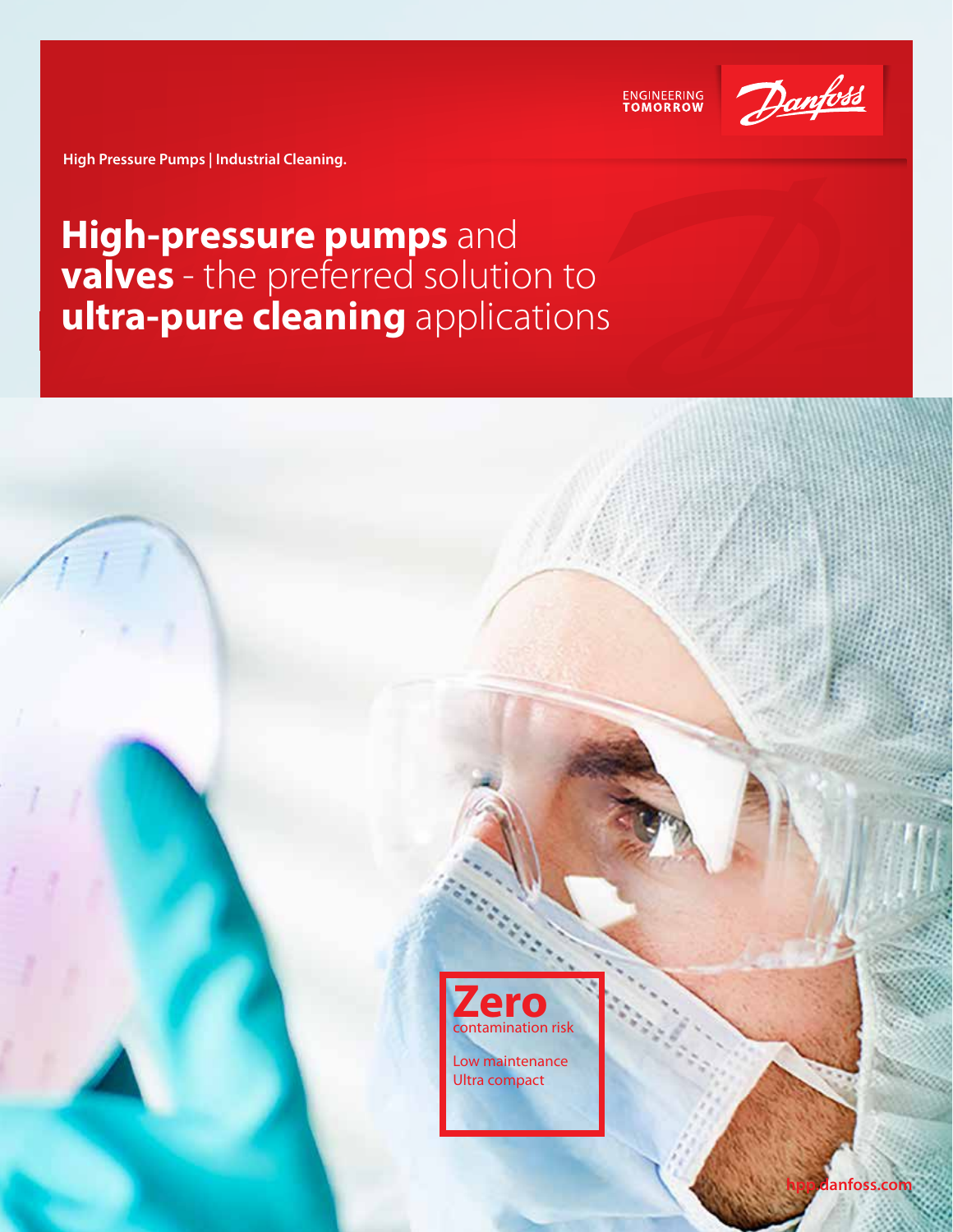ENGINEERING TOMORROW

Danfoss

High Pressure Pumps | Industrial Cleaning.

# **High-pressure pumps** and **valves** - the preferred solution to **ultra-pure cleaning** applications

**Zero**
contamination risk

Low maintenance
Ultra compact

hpp.danfoss.com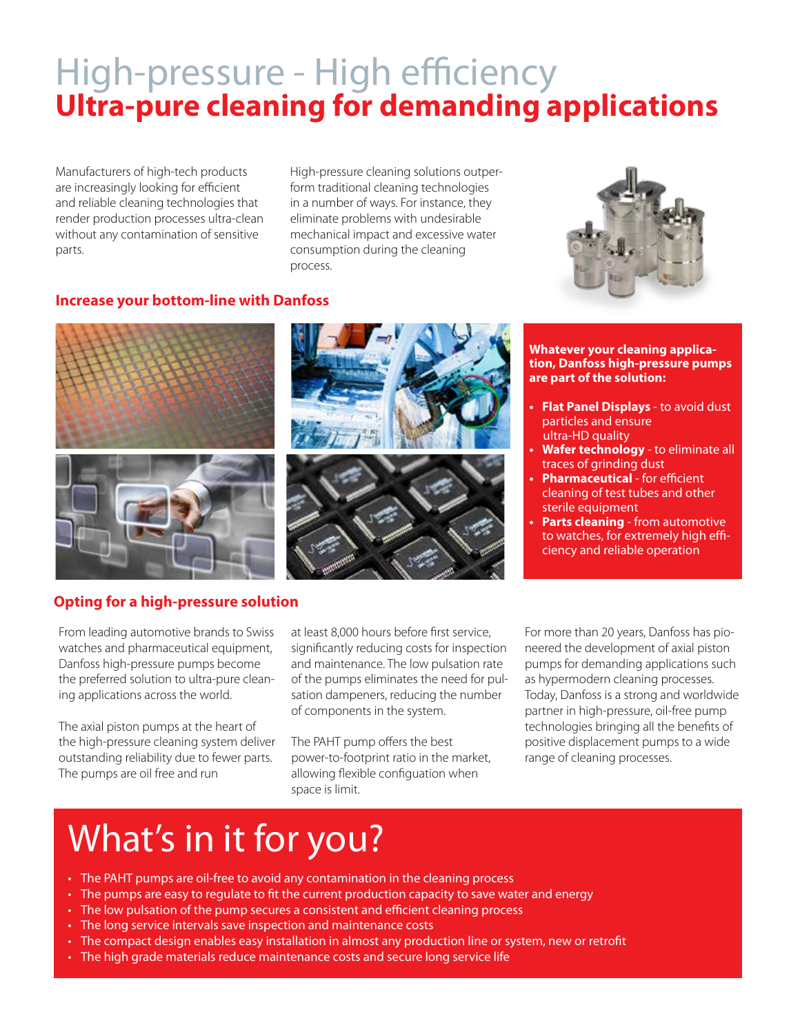# High-pressure - High efficiency
## Ultra-pure cleaning for demanding applications

Manufacturers of high-tech products are increasingly looking for efficient and reliable cleaning technologies that render production processes ultra-clean without any contamination of sensitive parts.

High-pressure cleaning solutions outperform traditional cleaning technologies in a number of ways. For instance, they eliminate problems with undesirable mechanical impact and excessive water consumption during the cleaning process.

### Increase your bottom-line with Danfoss

**Whatever your cleaning application, Danfoss high-pressure pumps are part of the solution:**

- **Flat Panel Displays** - to avoid dust particles and ensure ultra-HD quality
- **Wafer technology** - to eliminate all traces of grinding dust
- **Pharmaceutical** - for efficient cleaning of test tubes and other sterile equipment
- **Parts cleaning** - from automotive to watches, for extremely high efficiency and reliable operation

### Opting for a high-pressure solution

From leading automotive brands to Swiss watches and pharmaceutical equipment, Danfoss high-pressure pumps become the preferred solution to ultra-pure cleaning applications across the world.

The axial piston pumps at the heart of the high-pressure cleaning system deliver outstanding reliability due to fewer parts. The pumps are oil free and run at least 8,000 hours before first service, significantly reducing costs for inspection and maintenance. The low pulsation rate of the pumps eliminates the need for pulsation dampeners, reducing the number of components in the system.

The PAHT pump offers the best power-to-footprint ratio in the market, allowing flexible configuation when space is limit.

For more than 20 years, Danfoss has pioneered the development of axial piston pumps for demanding applications such as hypermodern cleaning processes. Today, Danfoss is a strong and worldwide partner in high-pressure, oil-free pump technologies bringing all the benefits of positive displacement pumps to a wide range of cleaning processes.

# What's in it for you?

- The PAHT pumps are oil-free to avoid any contamination in the cleaning process
- The pumps are easy to regulate to fit the current production capacity to save water and energy
- The low pulsation of the pump secures a consistent and efficient cleaning process
- The long service intervals save inspection and maintenance costs
- The compact design enables easy installation in almost any production line or system, new or retrofit
- The high grade materials reduce maintenance costs and secure long service life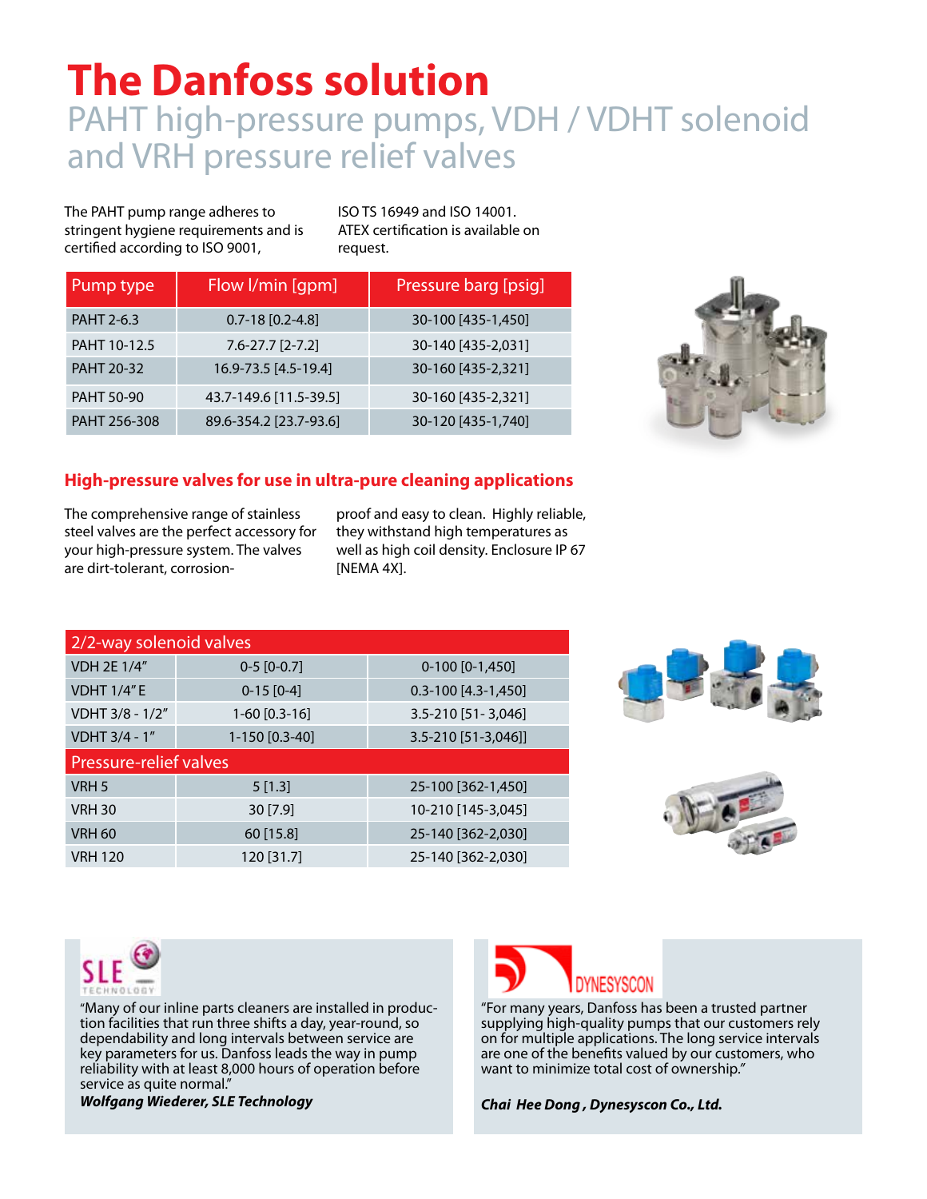# The Danfoss solution

## PAHT high-pressure pumps, VDH / VDHT solenoid and VRH pressure relief valves

The PAHT pump range adheres to stringent hygiene requirements and is certified according to ISO 9001, ISO TS 16949 and ISO 14001. ATEX certification is available on request.

| Pump type | Flow l/min [gpm] | Pressure barg [psig] |
|---|---|---|
| PAHT 2-6.3 | 0.7-18 [0.2-4.8] | 30-100 [435-1,450] |
| PAHT 10-12.5 | 7.6-27.7 [2-7.2] | 30-140 [435-2,031] |
| PAHT 20-32 | 16.9-73.5 [4.5-19.4] | 30-160 [435-2,321] |
| PAHT 50-90 | 43.7-149.6 [11.5-39.5] | 30-160 [435-2,321] |
| PAHT 256-308 | 89.6-354.2 [23.7-93.6] | 30-120 [435-1,740] |

### High-pressure valves for use in ultra-pure cleaning applications

The comprehensive range of stainless steel valves are the perfect accessory for your high-pressure system. The valves are dirt-tolerant, corrosion-proof and easy to clean. Highly reliable, they withstand high temperatures as well as high coil density. Enclosure IP 67 [NEMA 4X].

| 2/2-way solenoid valves | | |
|---|---|---|
| VDH 2E 1/4" | 0-5 [0-0.7] | 0-100 [0-1,450] |
| VDHT 1/4" E | 0-15 [0-4] | 0.3-100 [4.3-1,450] |
| VDHT 3/8 - 1/2" | 1-60 [0.3-16] | 3.5-210 [51- 3,046] |
| VDHT 3/4 - 1" | 1-150 [0.3-40] | 3.5-210 [51-3,046]] |
| **Pressure-relief valves** | | |
| VRH 5 | 5 [1.3] | 25-100 [362-1,450] |
| VRH 30 | 30 [7.9] | 10-210 [145-3,045] |
| VRH 60 | 60 [15.8] | 25-140 [362-2,030] |
| VRH 120 | 120 [31.7] | 25-140 [362-2,030] |

SLE TECHNOLOGY

"Many of our inline parts cleaners are installed in production facilities that run three shifts a day, year-round, so dependability and long intervals between service are key parameters for us. Danfoss leads the way in pump reliability with at least 8,000 hours of operation before service as quite normal."

***Wolfgang Wiederer, SLE Technology***

DYNESYSCON

"For many years, Danfoss has been a trusted partner supplying high-quality pumps that our customers rely on for multiple applications. The long service intervals are one of the benefits valued by our customers, who want to minimize total cost of ownership."

***Chai Hee Dong , Dynesyscon Co., Ltd.***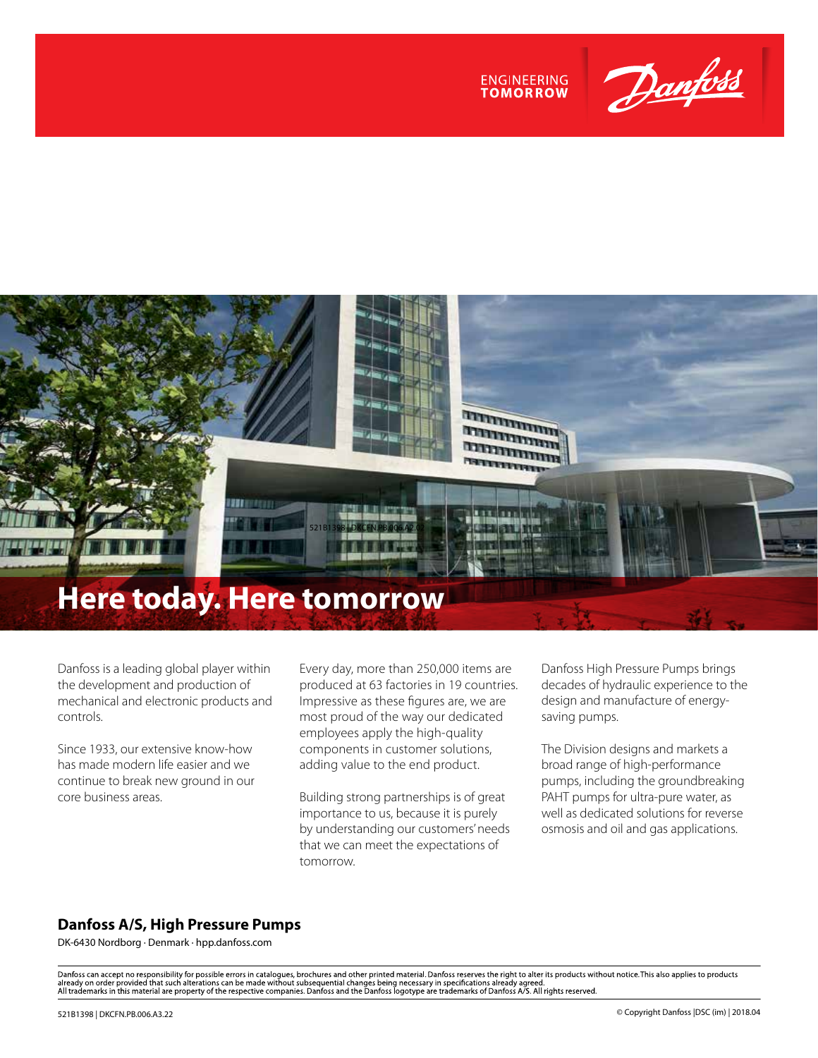ENGINEERING TOMORROW

Danfoss

# Here today. Here tomorrow

Danfoss is a leading global player within the development and production of mechanical and electronic products and controls.

Since 1933, our extensive know-how has made modern life easier and we continue to break new ground in our core business areas.

Every day, more than 250,000 items are produced at 63 factories in 19 countries. Impressive as these figures are, we are most proud of the way our dedicated employees apply the high-quality components in customer solutions, adding value to the end product.

Building strong partnerships is of great importance to us, because it is purely by understanding our customers' needs that we can meet the expectations of tomorrow.

Danfoss High Pressure Pumps brings decades of hydraulic experience to the design and manufacture of energy-saving pumps.

The Division designs and markets a broad range of high-performance pumps, including the groundbreaking PAHT pumps for ultra-pure water, as well as dedicated solutions for reverse osmosis and oil and gas applications.

**Danfoss A/S, High Pressure Pumps**

DK-6430 Nordborg · Denmark · hpp.danfoss.com

Danfoss can accept no responsibility for possible errors in catalogues, brochures and other printed material. Danfoss reserves the right to alter its products without notice. This also applies to products already on order provided that such alterations can be made without subsequential changes being necessary in specifications already agreed.
All trademarks in this material are property of the respective companies. Danfoss and the Danfoss logotype are trademarks of Danfoss A/S. All rights reserved.

521B1398 | DKCFN.PB.006.A3.22

© Copyright Danfoss |DSC (im) | 2018.04